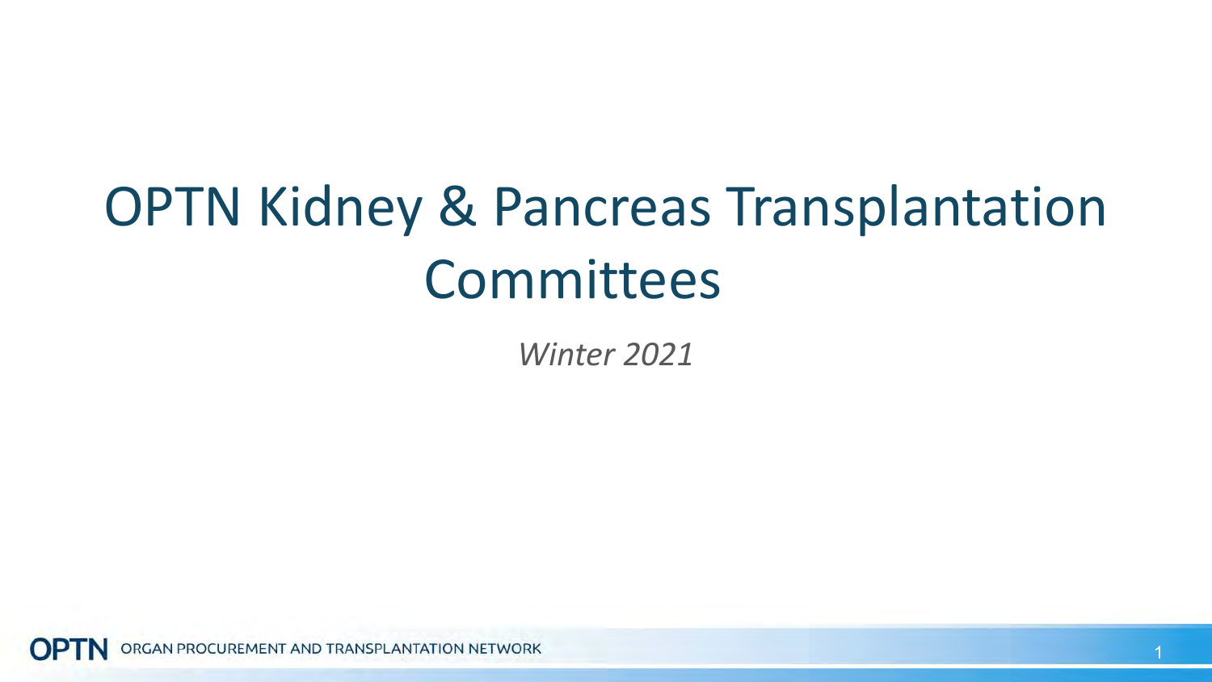# OPTN Kidney & Pancreas Transplantation Committees

*Winter 2021*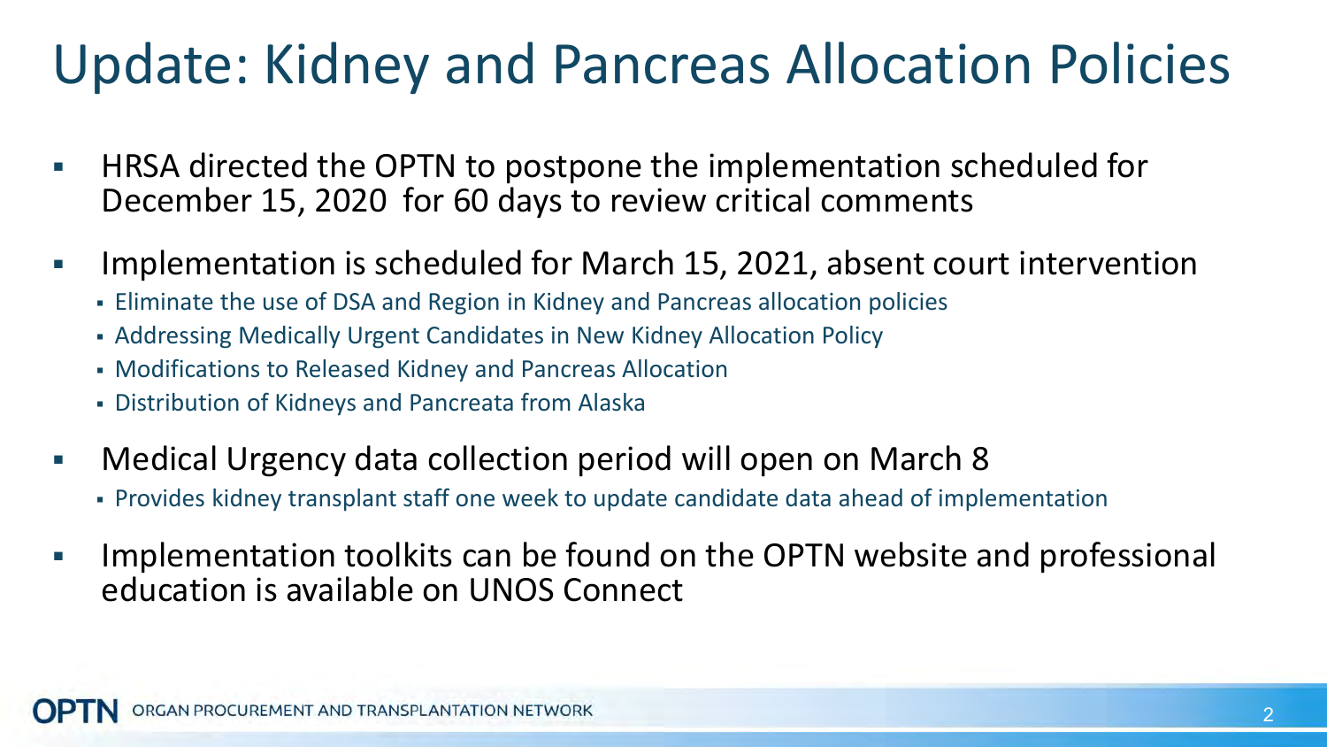# Update: Kidney and Pancreas Allocation Policies

- HRSA directed the OPTN to postpone the implementation scheduled for December 15, 2020 for 60 days to review critical comments
- Implementation is scheduled for March 15, 2021, absent court intervention
  - Eliminate the use of DSA and Region in Kidney and Pancreas allocation policies
  - Addressing Medically Urgent Candidates in New Kidney Allocation Policy
  - Modifications to Released Kidney and Pancreas Allocation
  - Distribution of Kidneys and Pancreata from Alaska
- Medical Urgency data collection period will open on March 8
  - Provides kidney transplant staff one week to update candidate data ahead of implementation
- Implementation toolkits can be found on the OPTN website and professional education is available on UNOS Connect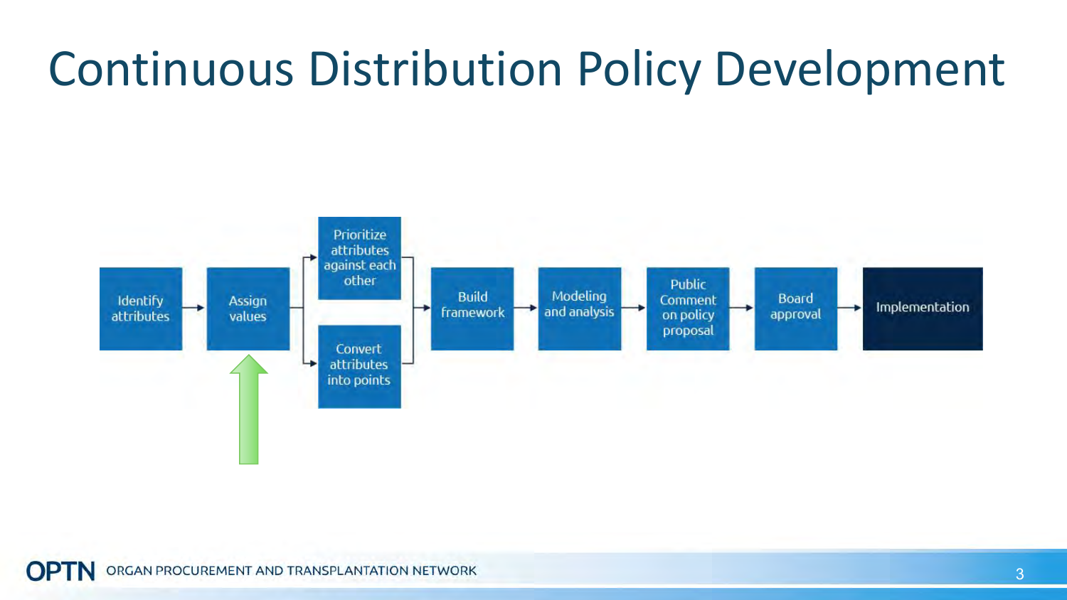# Continuous Distribution Policy Development

Identify attributes → Assign values → Prioritize attributes against each other / Convert attributes into points → Build framework → Modeling and analysis → Public Comment on policy proposal → Board approval → Implementation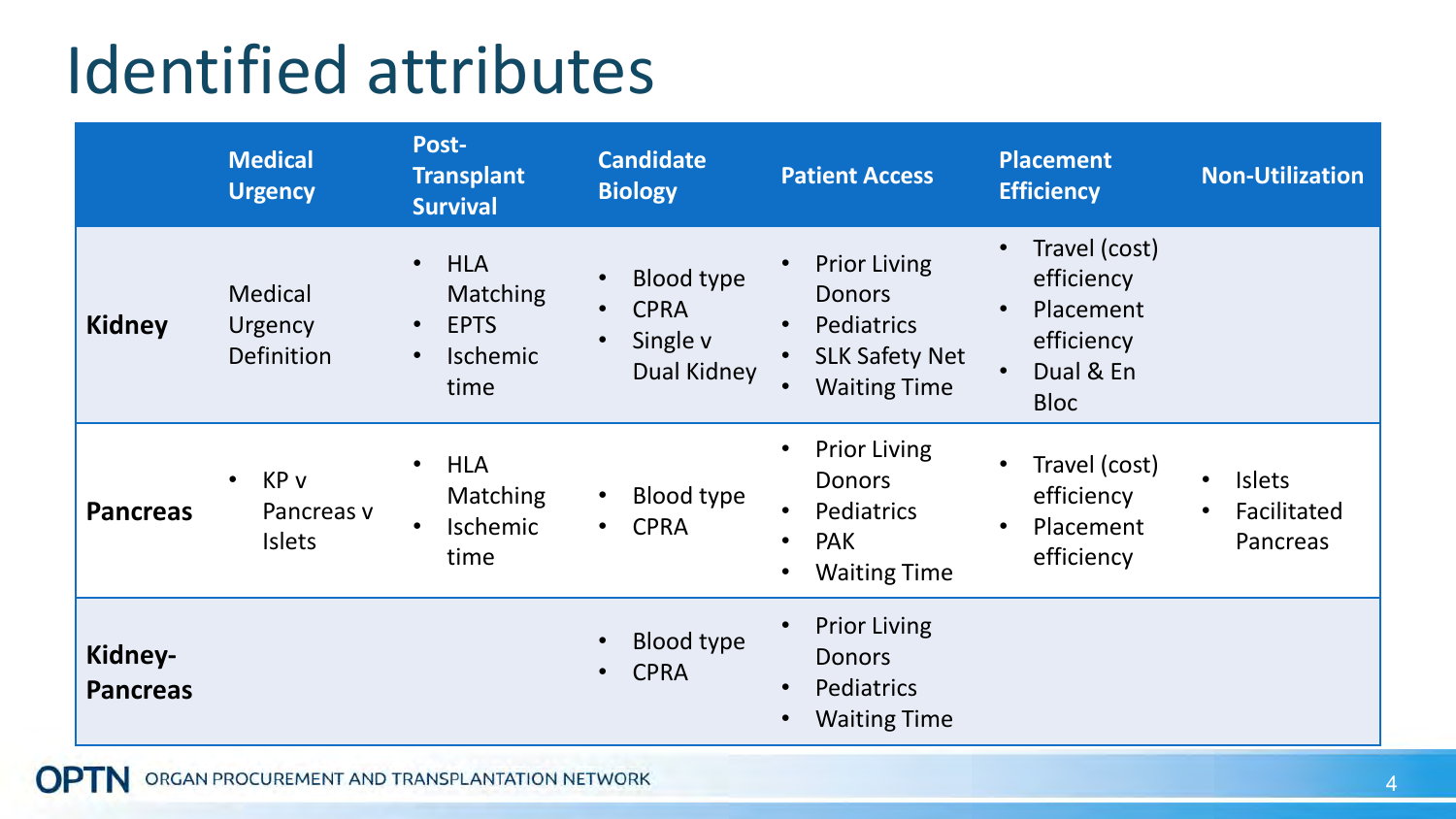# Identified attributes

| | Medical Urgency | Post-Transplant Survival | Candidate Biology | Patient Access | Placement Efficiency | Non-Utilization |
|---|---|---|---|---|---|---|
| **Kidney** | Medical Urgency Definition | • HLA Matching<br>• EPTS<br>• Ischemic time | • Blood type<br>• CPRA<br>• Single v Dual Kidney | • Prior Living Donors<br>• Pediatrics<br>• SLK Safety Net<br>• Waiting Time | • Travel (cost) efficiency<br>• Placement efficiency<br>• Dual & En Bloc | |
| **Pancreas** | • KP v Pancreas v Islets | • HLA Matching<br>• Ischemic time | • Blood type<br>• CPRA | • Prior Living Donors<br>• Pediatrics<br>• PAK<br>• Waiting Time | • Travel (cost) efficiency<br>• Placement efficiency | • Islets<br>• Facilitated Pancreas |
| **Kidney-Pancreas** | | | • Blood type<br>• CPRA | • Prior Living Donors<br>• Pediatrics<br>• Waiting Time | | |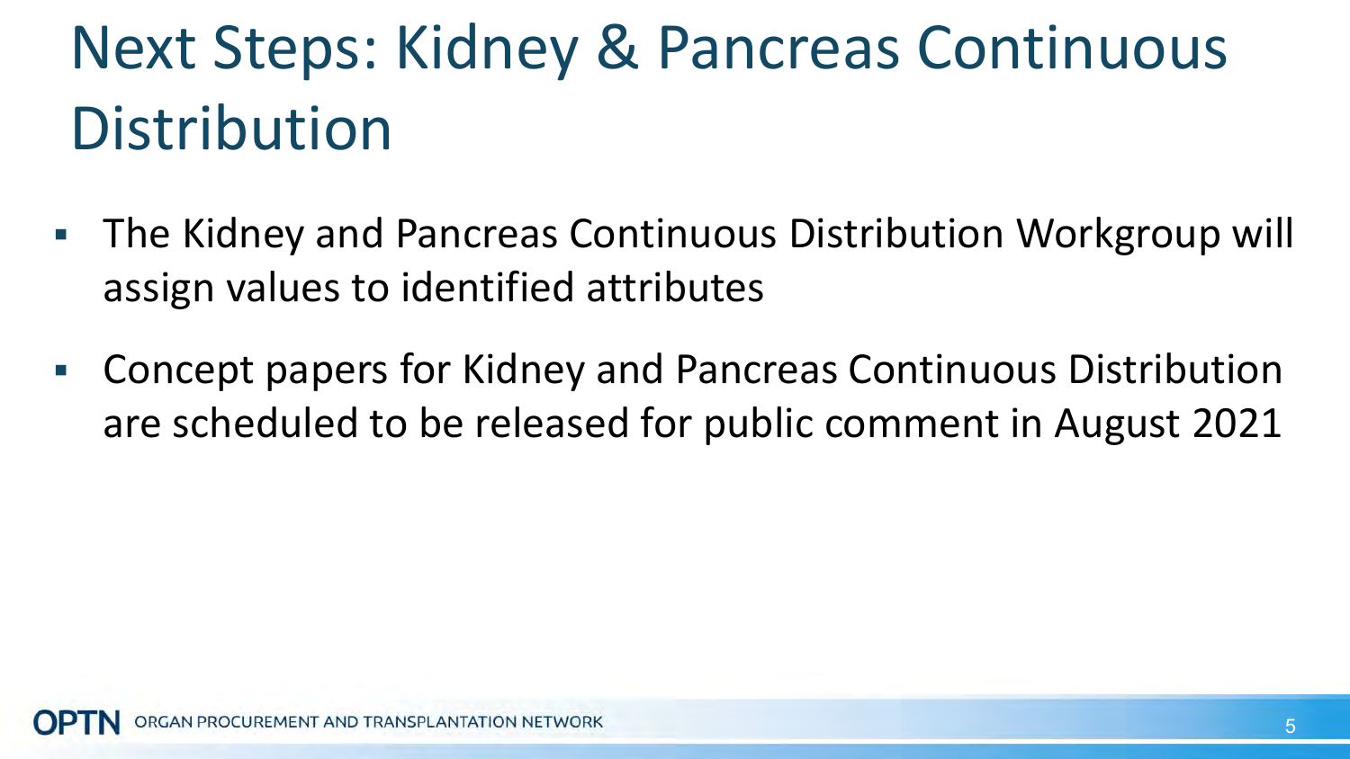# Next Steps: Kidney & Pancreas Continuous Distribution

- The Kidney and Pancreas Continuous Distribution Workgroup will assign values to identified attributes
- Concept papers for Kidney and Pancreas Continuous Distribution are scheduled to be released for public comment in August 2021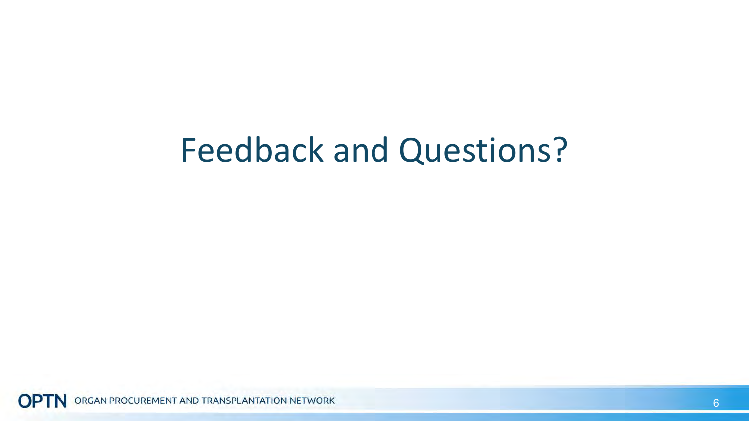# Feedback and Questions?